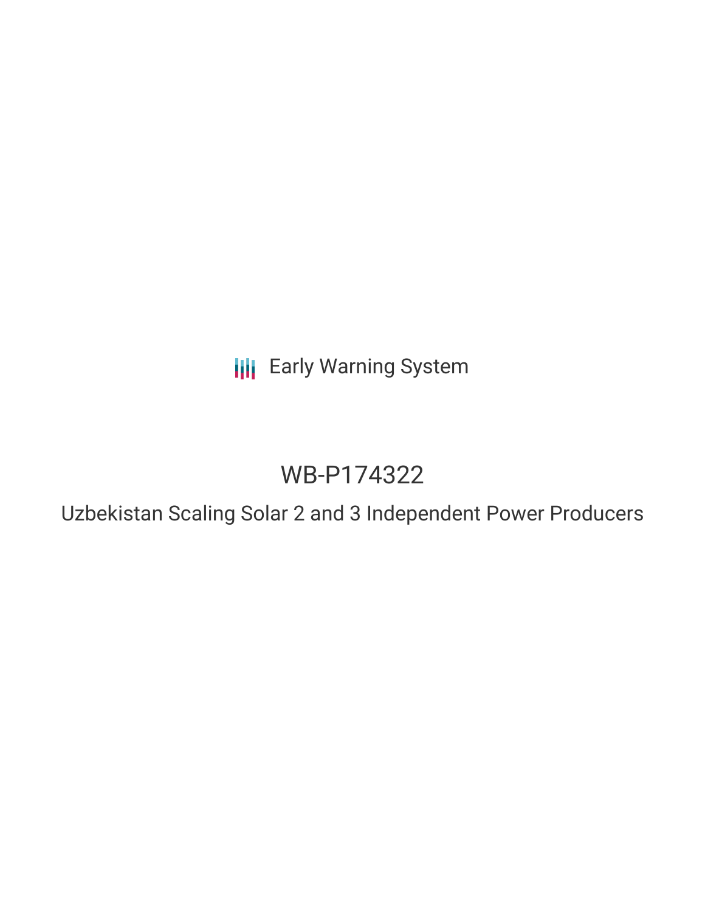Early Warning System

# WB-P174322

## Uzbekistan Scaling Solar 2 and 3 Independent Power Producers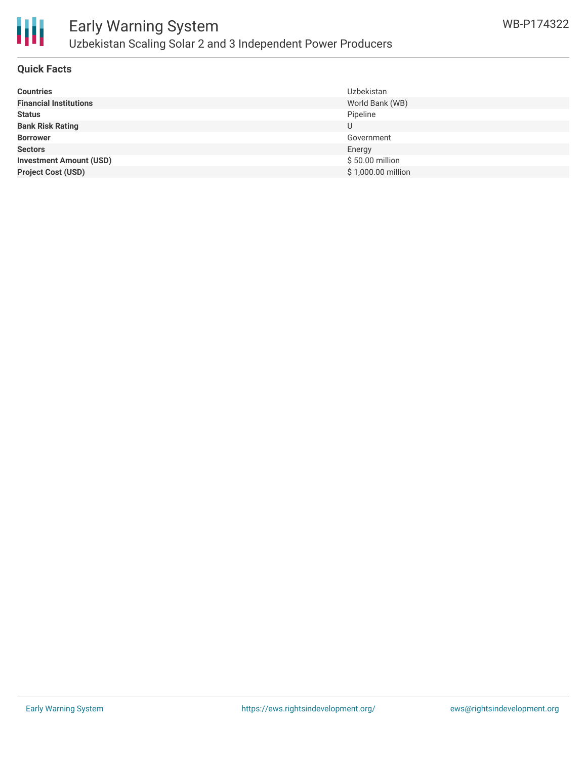# Early Warning System

## Uzbekistan Scaling Solar 2 and 3 Independent Power Producers

WB-P174322

### Quick Facts

| | |
|---|---|
| **Countries** | Uzbekistan |
| **Financial Institutions** | World Bank (WB) |
| **Status** | Pipeline |
| **Bank Risk Rating** | U |
| **Borrower** | Government |
| **Sectors** | Energy |
| **Investment Amount (USD)** | $ 50.00 million |
| **Project Cost (USD)** | $ 1,000.00 million |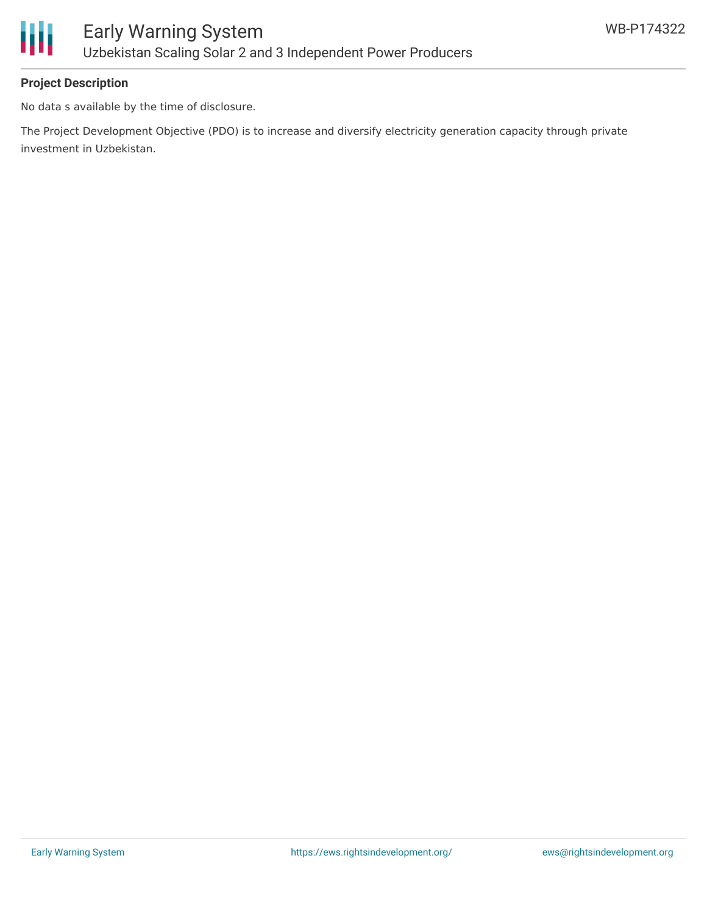**Project Description**

No data s available by the time of disclosure.

The Project Development Objective (PDO) is to increase and diversify electricity generation capacity through private investment in Uzbekistan.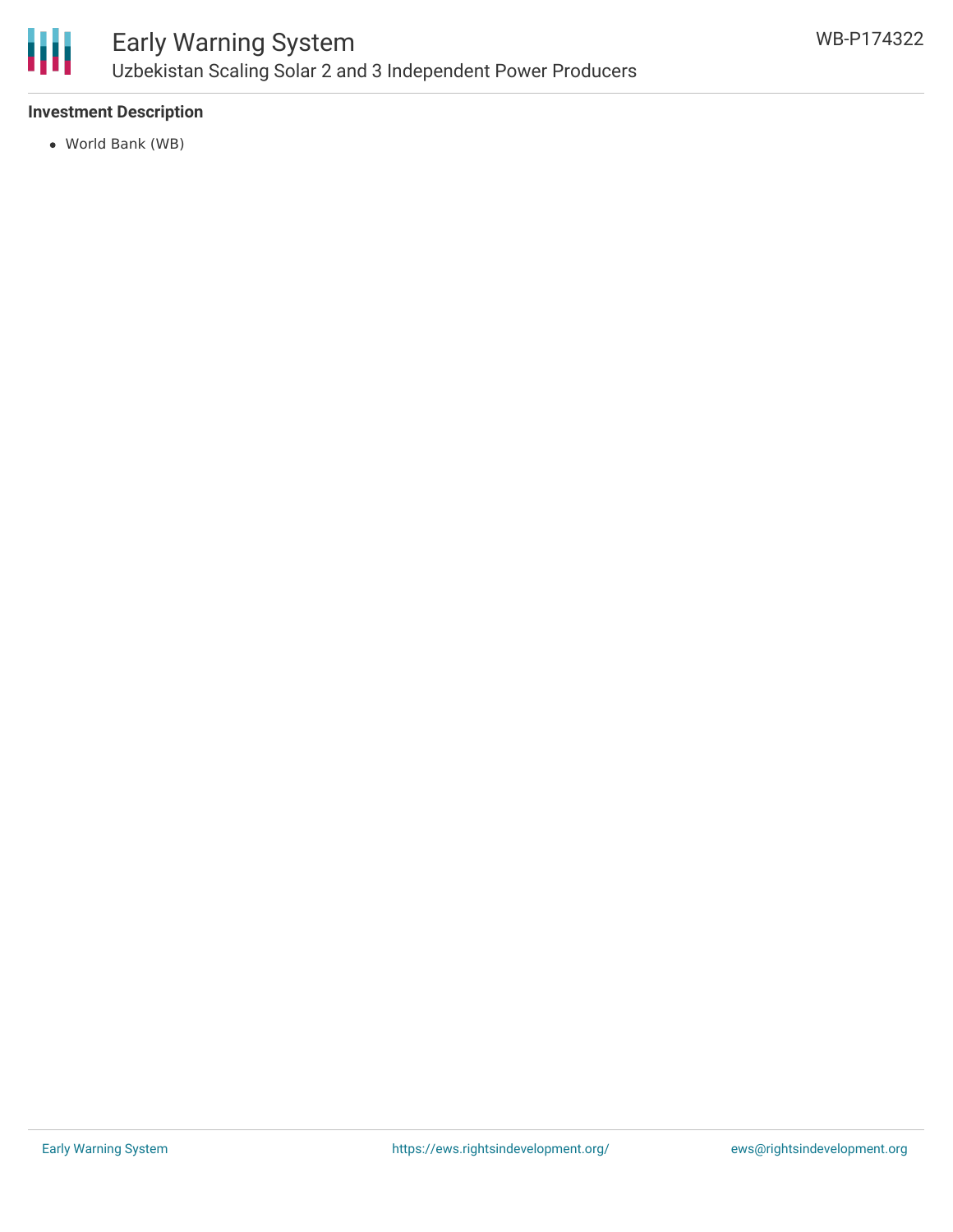### Investment Description

- World Bank (WB)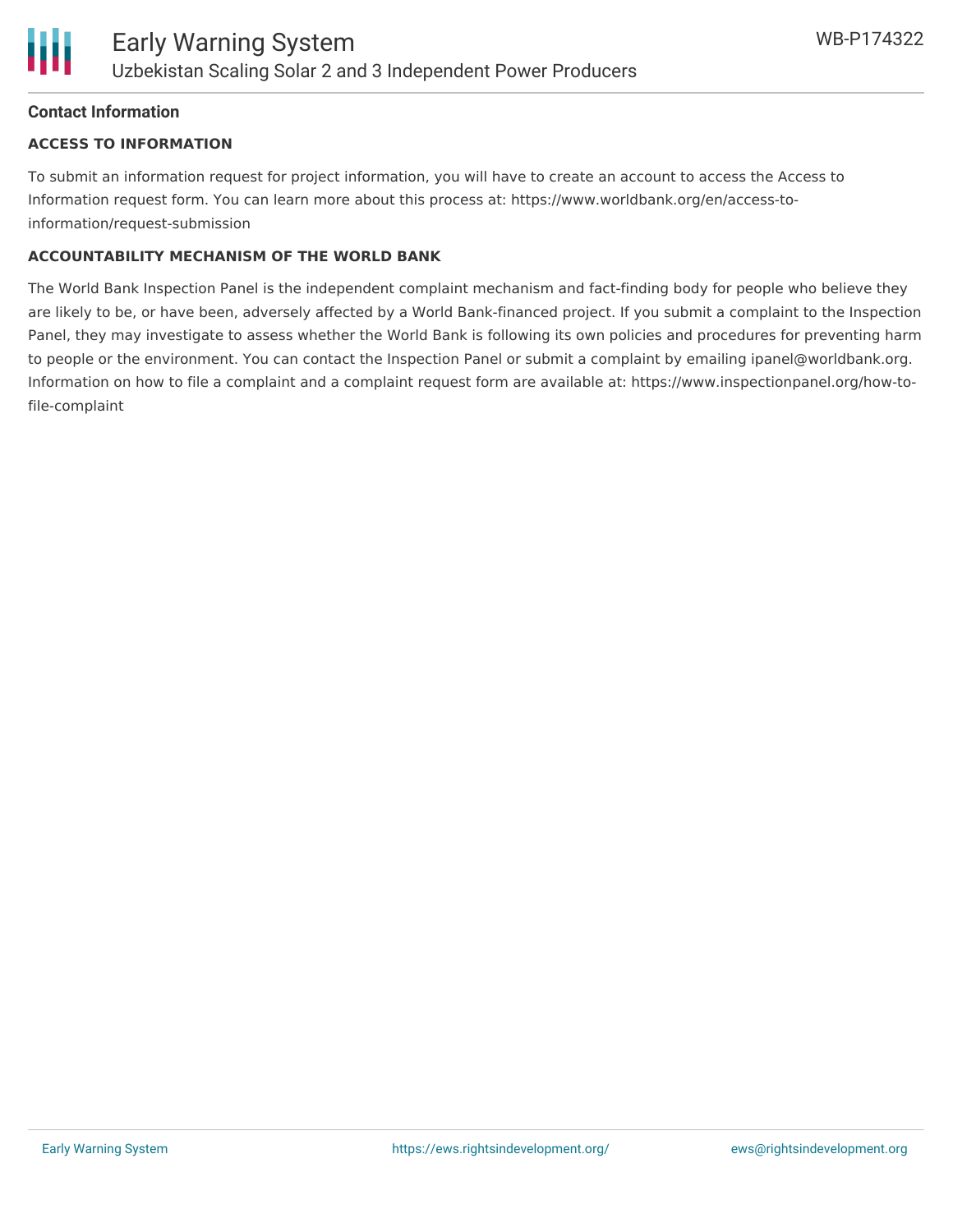## Contact Information

### ACCESS TO INFORMATION

To submit an information request for project information, you will have to create an account to access the Access to Information request form. You can learn more about this process at: https://www.worldbank.org/en/access-to-information/request-submission

### ACCOUNTABILITY MECHANISM OF THE WORLD BANK

The World Bank Inspection Panel is the independent complaint mechanism and fact-finding body for people who believe they are likely to be, or have been, adversely affected by a World Bank-financed project. If you submit a complaint to the Inspection Panel, they may investigate to assess whether the World Bank is following its own policies and procedures for preventing harm to people or the environment. You can contact the Inspection Panel or submit a complaint by emailing ipanel@worldbank.org. Information on how to file a complaint and a complaint request form are available at: https://www.inspectionpanel.org/how-to-file-complaint